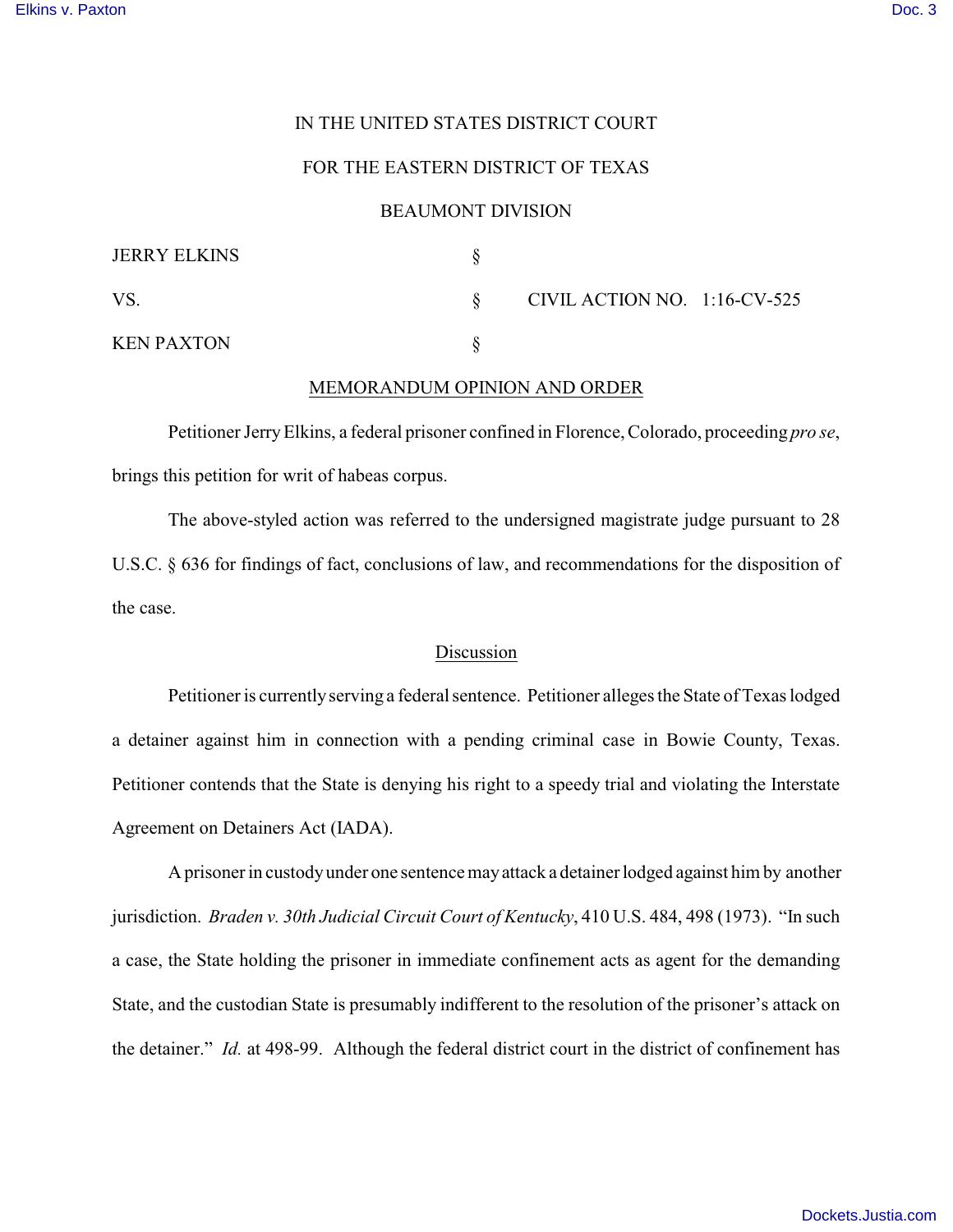IN THE UNITED STATES DISTRICT COURT

FOR THE EASTERN DISTRICT OF TEXAS

BEAUMONT DIVISION

| | | |
|---|---|---|
| JERRY ELKINS | § | |
| VS. | § | CIVIL ACTION NO. 1:16-CV-525 |
| KEN PAXTON | § | |

MEMORANDUM OPINION AND ORDER

Petitioner Jerry Elkins, a federal prisoner confined in Florence, Colorado, proceeding *pro se*, brings this petition for writ of habeas corpus.

The above-styled action was referred to the undersigned magistrate judge pursuant to 28 U.S.C. § 636 for findings of fact, conclusions of law, and recommendations for the disposition of the case.

## Discussion

Petitioner is currently serving a federal sentence. Petitioner alleges the State of Texas lodged a detainer against him in connection with a pending criminal case in Bowie County, Texas. Petitioner contends that the State is denying his right to a speedy trial and violating the Interstate Agreement on Detainers Act (IADA).

A prisoner in custody under one sentence may attack a detainer lodged against him by another jurisdiction. *Braden v. 30th Judicial Circuit Court of Kentucky*, 410 U.S. 484, 498 (1973). "In such a case, the State holding the prisoner in immediate confinement acts as agent for the demanding State, and the custodian State is presumably indifferent to the resolution of the prisoner's attack on the detainer." *Id.* at 498-99. Although the federal district court in the district of confinement has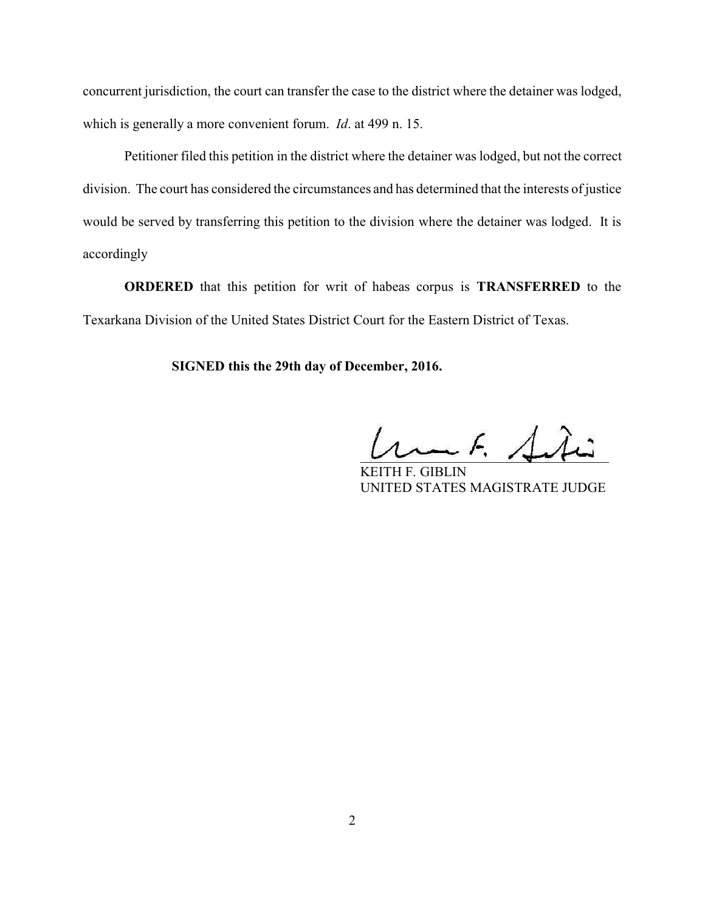concurrent jurisdiction, the court can transfer the case to the district where the detainer was lodged, which is generally a more convenient forum. *Id*. at 499 n. 15.

Petitioner filed this petition in the district where the detainer was lodged, but not the correct division. The court has considered the circumstances and has determined that the interests of justice would be served by transferring this petition to the division where the detainer was lodged. It is accordingly

**ORDERED** that this petition for writ of habeas corpus is **TRANSFERRED** to the Texarkana Division of the United States District Court for the Eastern District of Texas.

**SIGNED this the 29th day of December, 2016.**

KEITH F. GIBLIN
UNITED STATES MAGISTRATE JUDGE